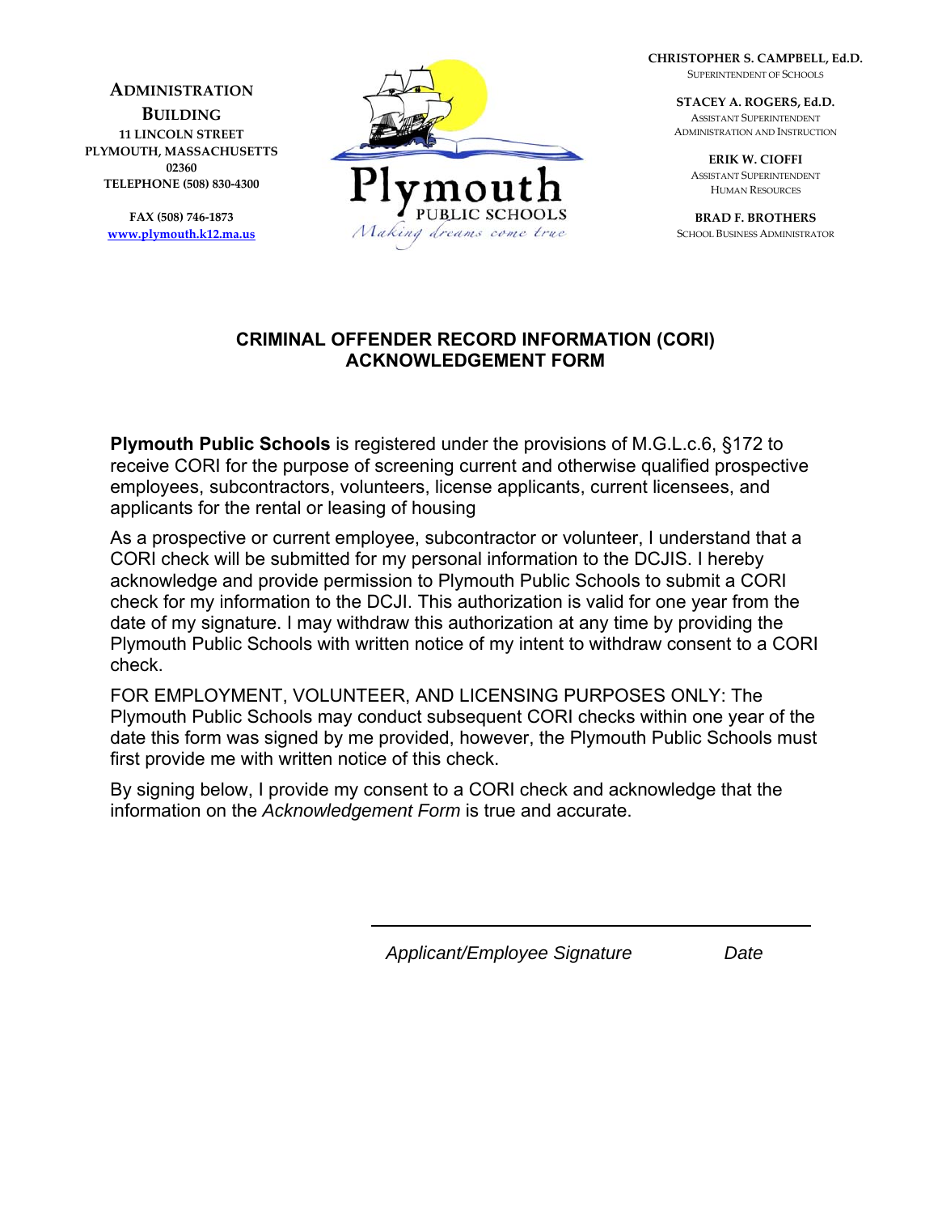**ADMINISTRATION BUILDING**
**11 LINCOLN STREET**
**PLYMOUTH, MASSACHUSETTS**
**02360**
**TELEPHONE (508) 830-4300**

**FAX (508) 746-1873**
**www.plymouth.k12.ma.us**

Plymouth
PUBLIC SCHOOLS
*Making dreams come true*

**CHRISTOPHER S. CAMPBELL, Ed.D.**
SUPERINTENDENT OF SCHOOLS

**STACEY A. ROGERS, Ed.D.**
ASSISTANT SUPERINTENDENT
ADMINISTRATION AND INSTRUCTION

**ERIK W. CIOFFI**
ASSISTANT SUPERINTENDENT
HUMAN RESOURCES

**BRAD F. BROTHERS**
SCHOOL BUSINESS ADMINISTRATOR

# CRIMINAL OFFENDER RECORD INFORMATION (CORI) ACKNOWLEDGEMENT FORM

**Plymouth Public Schools** is registered under the provisions of M.G.L.c.6, §172 to receive CORI for the purpose of screening current and otherwise qualified prospective employees, subcontractors, volunteers, license applicants, current licensees, and applicants for the rental or leasing of housing

As a prospective or current employee, subcontractor or volunteer, I understand that a CORI check will be submitted for my personal information to the DCJIS. I hereby acknowledge and provide permission to Plymouth Public Schools to submit a CORI check for my information to the DCJI. This authorization is valid for one year from the date of my signature. I may withdraw this authorization at any time by providing the Plymouth Public Schools with written notice of my intent to withdraw consent to a CORI check.

FOR EMPLOYMENT, VOLUNTEER, AND LICENSING PURPOSES ONLY: The Plymouth Public Schools may conduct subsequent CORI checks within one year of the date this form was signed by me provided, however, the Plymouth Public Schools must first provide me with written notice of this check.

By signing below, I provide my consent to a CORI check and acknowledge that the information on the *Acknowledgement Form* is true and accurate.

\_\_\_\_\_\_\_\_\_\_\_\_\_\_\_\_\_\_\_\_\_\_\_\_\_\_\_\_\_\_\_\_\_\_\_\_\_\_\_\_

*Applicant/Employee Signature* *Date*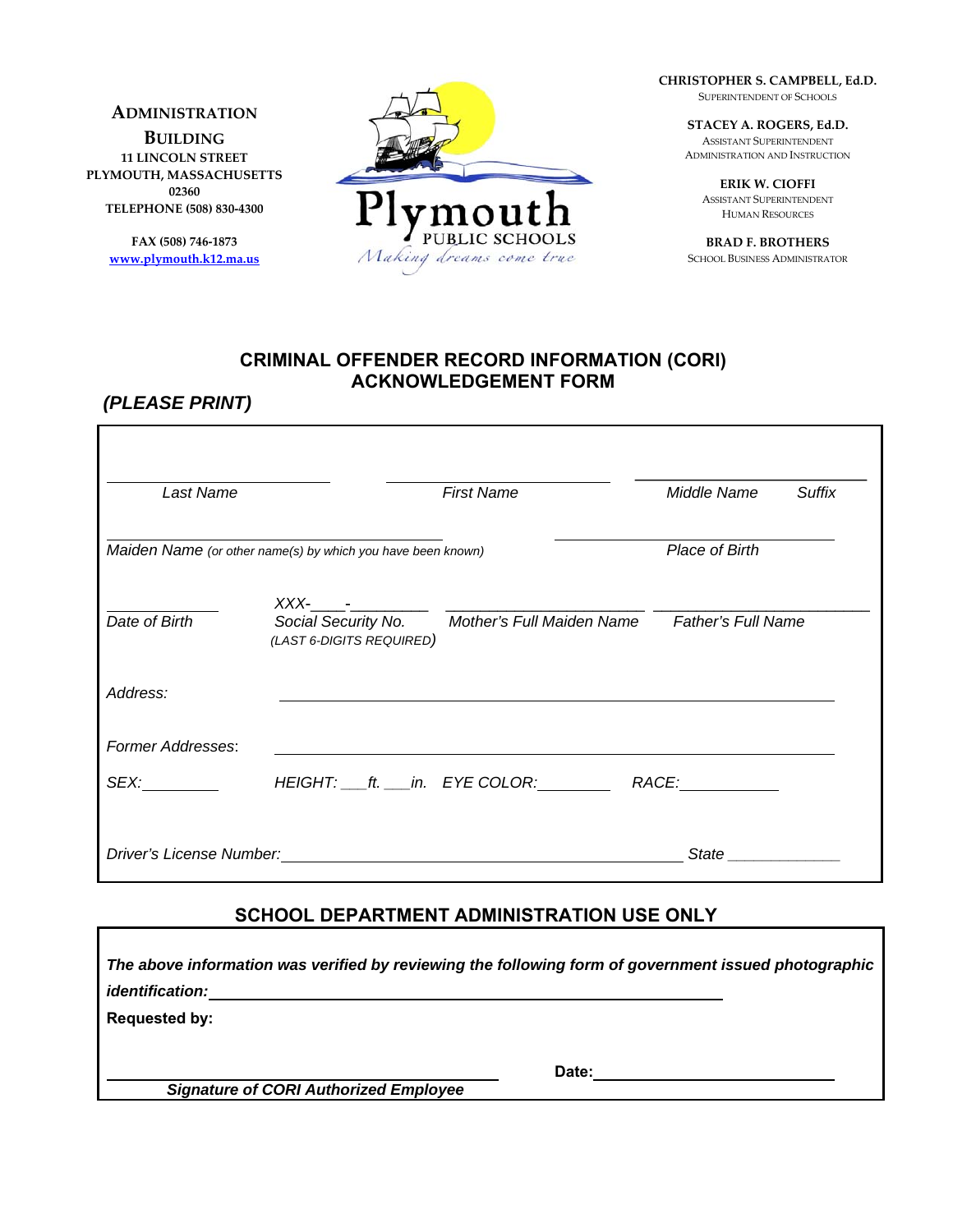**ADMINISTRATION BUILDING**
**11 LINCOLN STREET**
**PLYMOUTH, MASSACHUSETTS**
**02360**
**TELEPHONE (508) 830-4300**

**FAX (508) 746-1873**
**www.plymouth.k12.ma.us**

Plymouth
PUBLIC SCHOOLS
*Making dreams come true*

**CHRISTOPHER S. CAMPBELL, Ed.D.**
SUPERINTENDENT OF SCHOOLS

**STACEY A. ROGERS, Ed.D.**
ASSISTANT SUPERINTENDENT
ADMINISTRATION AND INSTRUCTION

**ERIK W. CIOFFI**
ASSISTANT SUPERINTENDENT
HUMAN RESOURCES

**BRAD F. BROTHERS**
SCHOOL BUSINESS ADMINISTRATOR

# CRIMINAL OFFENDER RECORD INFORMATION (CORI) ACKNOWLEDGEMENT FORM

***(PLEASE PRINT)***

_______________ _______________ _______________
*Last Name* *First Name* *Middle Name* *Suffix*

_______________________________ _______________
*Maiden Name (or other name(s) by which you have been known)* *Place of Birth*

_________ XXX-___-_______ _______________ _______________
*Date of Birth* *Social Security No.* *(LAST 6-DIGITS REQUIRED)* *Mother's Full Maiden Name* *Father's Full Name*

*Address:* _______________________________________________

*Former Addresses:* _______________________________________

*SEX:*_______ *HEIGHT:* ___*ft.* ___*in.* *EYE COLOR:*_______ *RACE:*_________

*Driver's License Number:*_______________________________ *State* ___________

## SCHOOL DEPARTMENT ADMINISTRATION USE ONLY

***The above information was verified by reviewing the following form of government issued photographic identification:***_______________________________________

**Requested by:**

_______________________________ **Date:**____________________
***Signature of CORI Authorized Employee***